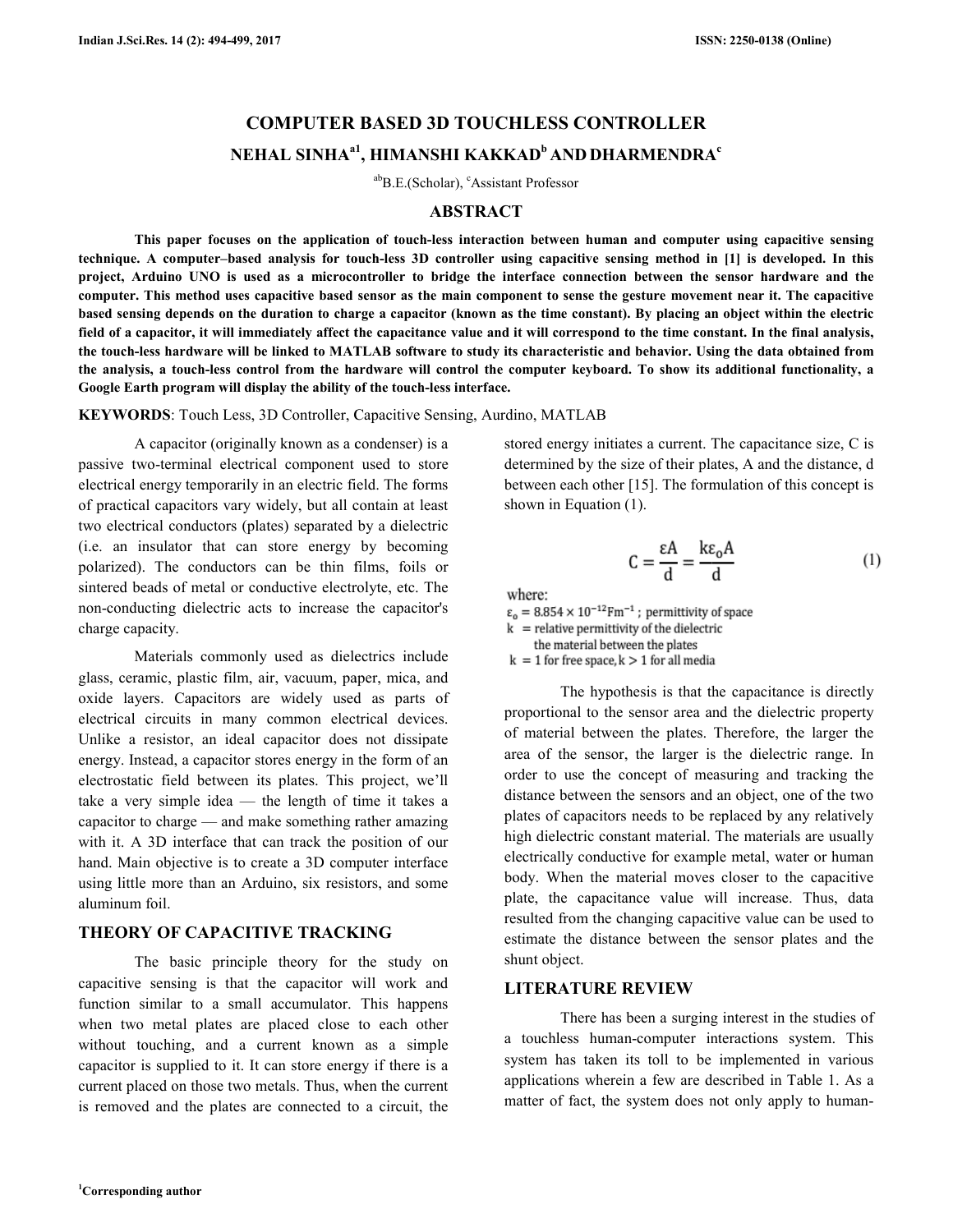# COMPUTER BASED 3D TOUCHLESS CONTROLLER

## NEHAL SINHA[a1], HIMANSHI KAKKAD[b] AND DHARMENDRA[c]

[ab]B.E.(Scholar), [c]Assistant Professor

## ABSTRACT

**This paper focuses on the application of touch-less interaction between human and computer using capacitive sensing technique. A computer–based analysis for touch-less 3D controller using capacitive sensing method in [1] is developed. In this project, Arduino UNO is used as a microcontroller to bridge the interface connection between the sensor hardware and the computer. This method uses capacitive based sensor as the main component to sense the gesture movement near it. The capacitive based sensing depends on the duration to charge a capacitor (known as the time constant). By placing an object within the electric field of a capacitor, it will immediately affect the capacitance value and it will correspond to the time constant. In the final analysis, the touch-less hardware will be linked to MATLAB software to study its characteristic and behavior. Using the data obtained from the analysis, a touch-less control from the hardware will control the computer keyboard. To show its additional functionality, a Google Earth program will display the ability of the touch-less interface.**

**KEYWORDS**: Touch Less, 3D Controller, Capacitive Sensing, Aurdino, MATLAB

A capacitor (originally known as a condenser) is a passive two-terminal electrical component used to store electrical energy temporarily in an electric field. The forms of practical capacitors vary widely, but all contain at least two electrical conductors (plates) separated by a dielectric (i.e. an insulator that can store energy by becoming polarized). The conductors can be thin films, foils or sintered beads of metal or conductive electrolyte, etc. The non-conducting dielectric acts to increase the capacitor's charge capacity.

Materials commonly used as dielectrics include glass, ceramic, plastic film, air, vacuum, paper, mica, and oxide layers. Capacitors are widely used as parts of electrical circuits in many common electrical devices. Unlike a resistor, an ideal capacitor does not dissipate energy. Instead, a capacitor stores energy in the form of an electrostatic field between its plates. This project, we'll take a very simple idea — the length of time it takes a capacitor to charge — and make something rather amazing with it. A 3D interface that can track the position of our hand. Main objective is to create a 3D computer interface using little more than an Arduino, six resistors, and some aluminum foil.

## THEORY OF CAPACITIVE TRACKING

The basic principle theory for the study on capacitive sensing is that the capacitor will work and function similar to a small accumulator. This happens when two metal plates are placed close to each other without touching, and a current known as a simple capacitor is supplied to it. It can store energy if there is a current placed on those two metals. Thus, when the current is removed and the plates are connected to a circuit, the stored energy initiates a current. The capacitance size, C is determined by the size of their plates, A and the distance, d between each other [15]. The formulation of this concept is shown in Equation (1).

$$C = \frac{\varepsilon A}{d} = \frac{k \varepsilon_o A}{d} \quad (1)$$

where:

$\varepsilon_o = 8.854 \times 10^{-12} \text{Fm}^{-1}$ ; permittivity of space

$k$ = relative permittivity of the dielectric the material between the plates

$k = 1$ for free space, $k > 1$ for all media

The hypothesis is that the capacitance is directly proportional to the sensor area and the dielectric property of material between the plates. Therefore, the larger the area of the sensor, the larger is the dielectric range. In order to use the concept of measuring and tracking the distance between the sensors and an object, one of the two plates of capacitors needs to be replaced by any relatively high dielectric constant material. The materials are usually electrically conductive for example metal, water or human body. When the material moves closer to the capacitive plate, the capacitance value will increase. Thus, data resulted from the changing capacitive value can be used to estimate the distance between the sensor plates and the shunt object.

## LITERATURE REVIEW

There has been a surging interest in the studies of a touchless human-computer interactions system. This system has taken its toll to be implemented in various applications wherein a few are described in Table 1. As a matter of fact, the system does not only apply to human-

[1]Corresponding author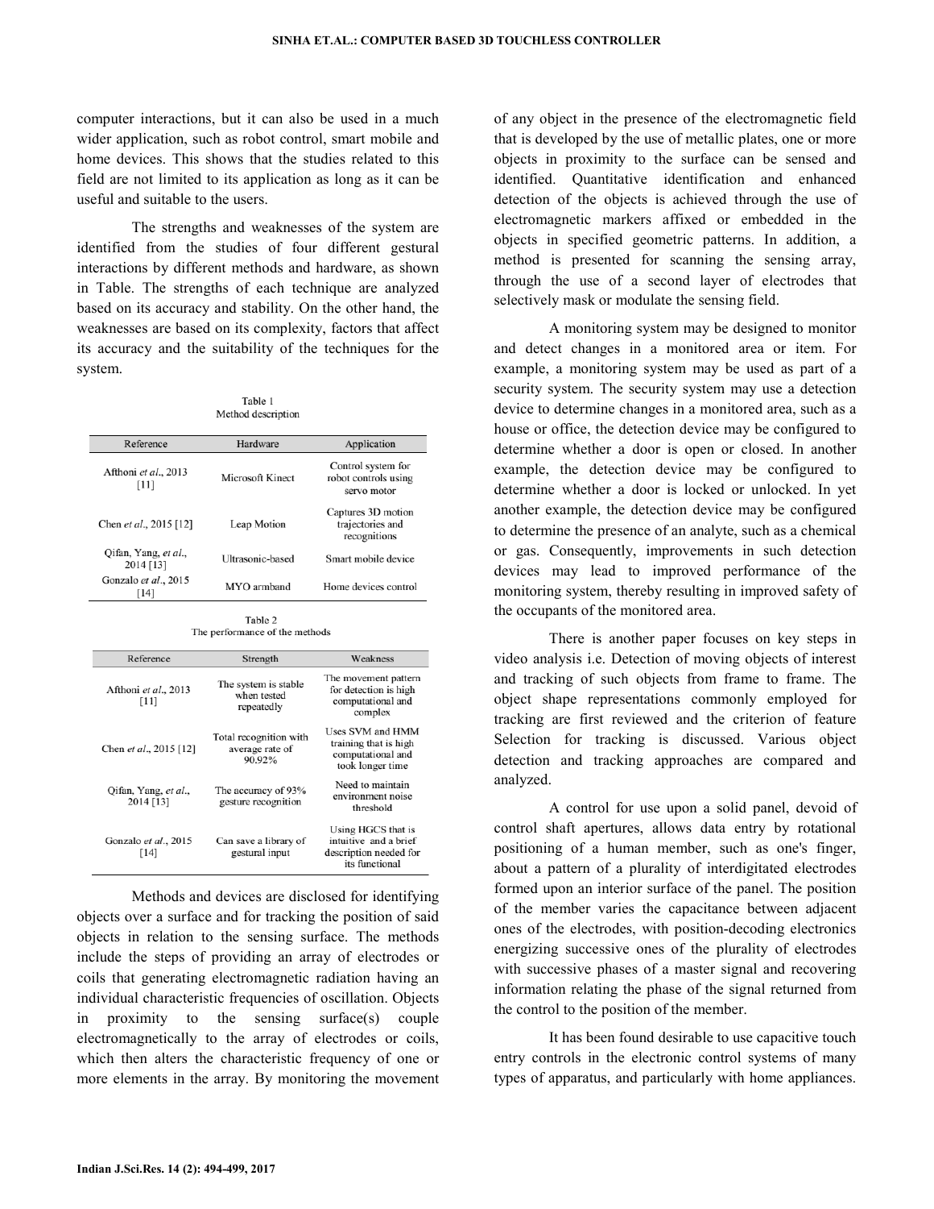computer interactions, but it can also be used in a much wider application, such as robot control, smart mobile and home devices. This shows that the studies related to this field are not limited to its application as long as it can be useful and suitable to the users.

The strengths and weaknesses of the system are identified from the studies of four different gestural interactions by different methods and hardware, as shown in Table. The strengths of each technique are analyzed based on its accuracy and stability. On the other hand, the weaknesses are based on its complexity, factors that affect its accuracy and the suitability of the techniques for the system.

Table 1
Method description

| Reference | Hardware | Application |
|---|---|---|
| Afthoni *et al*., 2013 [11] | Microsoft Kinect | Control system for robot controls using servo motor |
| Chen *et al*., 2015 [12] | Leap Motion | Captures 3D motion trajectories and recognitions |
| Qifan, Yang, *et al*., 2014 [13] | Ultrasonic-based | Smart mobile device |
| Gonzalo *et al*., 2015 [14] | MYO armband | Home devices control |

Table 2
The performance of the methods

| Reference | Strength | Weakness |
|---|---|---|
| Afthoni *et al*., 2013 [11] | The system is stable when tested repeatedly | The movement pattern for detection is high computational and complex |
| Chen *et al*., 2015 [12] | Total recognition with average rate of 90.92% | Uses SVM and HMM training that is high computational and took longer time |
| Qifan, Yang, *et al*., 2014 [13] | The accuracy of 93% gesture recognition | Need to maintain environment noise threshold |
| Gonzalo *et al*., 2015 [14] | Can save a library of gestural input | Using HGCS that is intuitive and a brief description needed for its functional |

Methods and devices are disclosed for identifying objects over a surface and for tracking the position of said objects in relation to the sensing surface. The methods include the steps of providing an array of electrodes or coils that generating electromagnetic radiation having an individual characteristic frequencies of oscillation. Objects in proximity to the sensing surface(s) couple electromagnetically to the array of electrodes or coils, which then alters the characteristic frequency of one or more elements in the array. By monitoring the movement of any object in the presence of the electromagnetic field that is developed by the use of metallic plates, one or more objects in proximity to the surface can be sensed and identified. Quantitative identification and enhanced detection of the objects is achieved through the use of electromagnetic markers affixed or embedded in the objects in specified geometric patterns. In addition, a method is presented for scanning the sensing array, through the use of a second layer of electrodes that selectively mask or modulate the sensing field.

A monitoring system may be designed to monitor and detect changes in a monitored area or item. For example, a monitoring system may be used as part of a security system. The security system may use a detection device to determine changes in a monitored area, such as a house or office, the detection device may be configured to determine whether a door is open or closed. In another example, the detection device may be configured to determine whether a door is locked or unlocked. In yet another example, the detection device may be configured to determine the presence of an analyte, such as a chemical or gas. Consequently, improvements in such detection devices may lead to improved performance of the monitoring system, thereby resulting in improved safety of the occupants of the monitored area.

There is another paper focuses on key steps in video analysis i.e. Detection of moving objects of interest and tracking of such objects from frame to frame. The object shape representations commonly employed for tracking are first reviewed and the criterion of feature Selection for tracking is discussed. Various object detection and tracking approaches are compared and analyzed.

A control for use upon a solid panel, devoid of control shaft apertures, allows data entry by rotational positioning of a human member, such as one's finger, about a pattern of a plurality of interdigitated electrodes formed upon an interior surface of the panel. The position of the member varies the capacitance between adjacent ones of the electrodes, with position-decoding electronics energizing successive ones of the plurality of electrodes with successive phases of a master signal and recovering information relating the phase of the signal returned from the control to the position of the member.

It has been found desirable to use capacitive touch entry controls in the electronic control systems of many types of apparatus, and particularly with home appliances.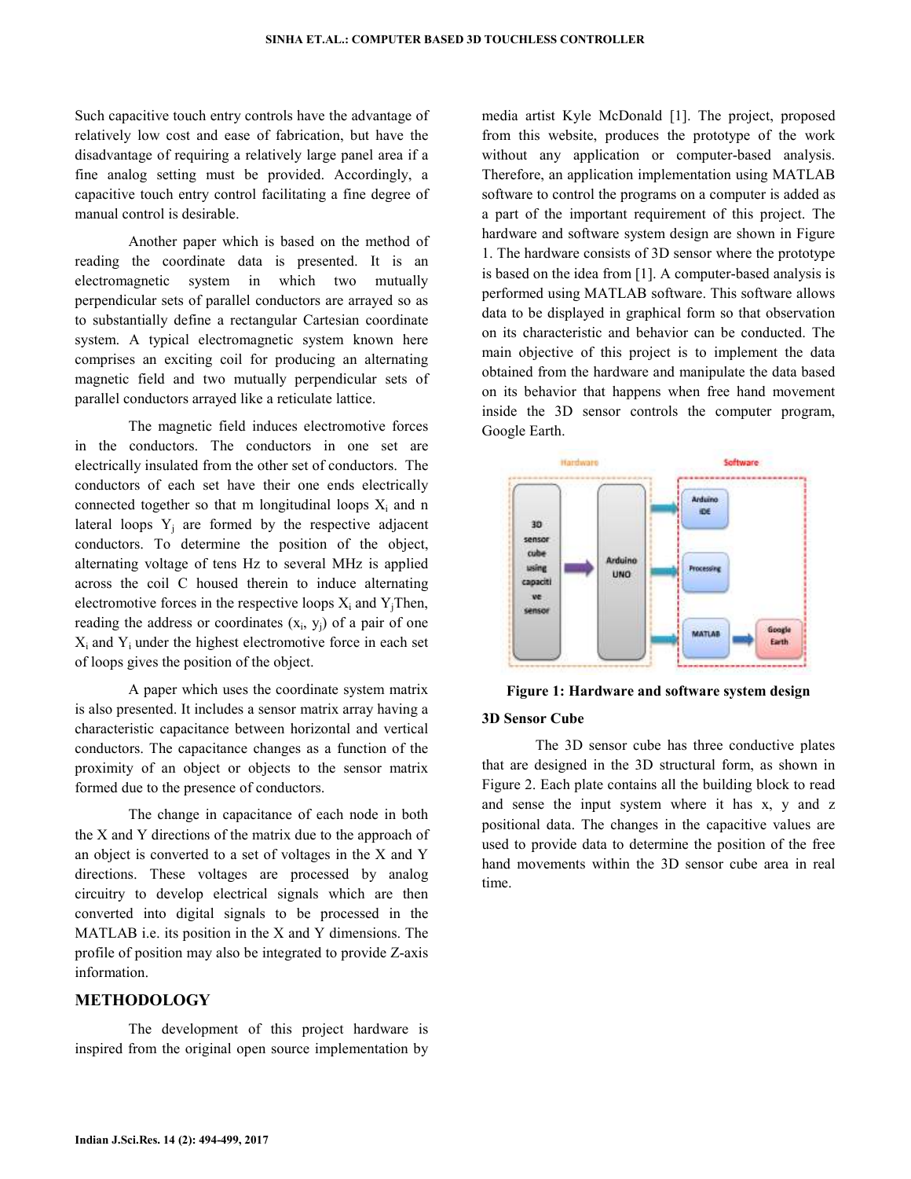Such capacitive touch entry controls have the advantage of relatively low cost and ease of fabrication, but have the disadvantage of requiring a relatively large panel area if a fine analog setting must be provided. Accordingly, a capacitive touch entry control facilitating a fine degree of manual control is desirable.

Another paper which is based on the method of reading the coordinate data is presented. It is an electromagnetic system in which two mutually perpendicular sets of parallel conductors are arrayed so as to substantially define a rectangular Cartesian coordinate system. A typical electromagnetic system known here comprises an exciting coil for producing an alternating magnetic field and two mutually perpendicular sets of parallel conductors arrayed like a reticulate lattice.

The magnetic field induces electromotive forces in the conductors. The conductors in one set are electrically insulated from the other set of conductors. The conductors of each set have their one ends electrically connected together so that m longitudinal loops $X_i$ and n lateral loops $Y_j$ are formed by the respective adjacent conductors. To determine the position of the object, alternating voltage of tens Hz to several MHz is applied across the coil C housed therein to induce alternating electromotive forces in the respective loops $X_i$ and $Y_j$Then, reading the address or coordinates ($x_i$, $y_j$) of a pair of one $X_i$ and $Y_i$ under the highest electromotive force in each set of loops gives the position of the object.

A paper which uses the coordinate system matrix is also presented. It includes a sensor matrix array having a characteristic capacitance between horizontal and vertical conductors. The capacitance changes as a function of the proximity of an object or objects to the sensor matrix formed due to the presence of conductors.

The change in capacitance of each node in both the X and Y directions of the matrix due to the approach of an object is converted to a set of voltages in the X and Y directions. These voltages are processed by analog circuitry to develop electrical signals which are then converted into digital signals to be processed in the MATLAB i.e. its position in the X and Y dimensions. The profile of position may also be integrated to provide Z-axis information.

## METHODOLOGY

The development of this project hardware is inspired from the original open source implementation by media artist Kyle McDonald [1]. The project, proposed from this website, produces the prototype of the work without any application or computer-based analysis. Therefore, an application implementation using MATLAB software to control the programs on a computer is added as a part of the important requirement of this project. The hardware and software system design are shown in Figure 1. The hardware consists of 3D sensor where the prototype is based on the idea from [1]. A computer-based analysis is performed using MATLAB software. This software allows data to be displayed in graphical form so that observation on its characteristic and behavior can be conducted. The main objective of this project is to implement the data obtained from the hardware and manipulate the data based on its behavior that happens when free hand movement inside the 3D sensor controls the computer program, Google Earth.

**Figure 1: Hardware and software system design**

### 3D Sensor Cube

The 3D sensor cube has three conductive plates that are designed in the 3D structural form, as shown in Figure 2. Each plate contains all the building block to read and sense the input system where it has x, y and z positional data. The changes in the capacitive values are used to provide data to determine the position of the free hand movements within the 3D sensor cube area in real time.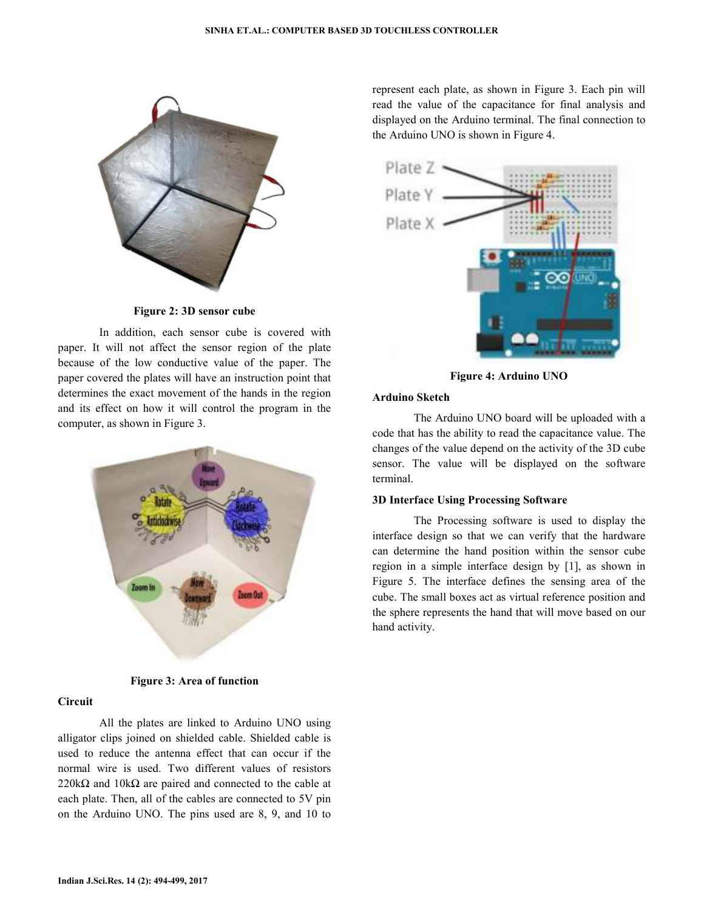Figure 2: 3D sensor cube

In addition, each sensor cube is covered with paper. It will not affect the sensor region of the plate because of the low conductive value of the paper. The paper covered the plates will have an instruction point that determines the exact movement of the hands in the region and its effect on how it will control the program in the computer, as shown in Figure 3.

Figure 3: Area of function

### Circuit

All the plates are linked to Arduino UNO using alligator clips joined on shielded cable. Shielded cable is used to reduce the antenna effect that can occur if the normal wire is used. Two different values of resistors 220kΩ and 10kΩ are paired and connected to the cable at each plate. Then, all of the cables are connected to 5V pin on the Arduino UNO. The pins used are 8, 9, and 10 to represent each plate, as shown in Figure 3. Each pin will read the value of the capacitance for final analysis and displayed on the Arduino terminal. The final connection to the Arduino UNO is shown in Figure 4.

Figure 4: Arduino UNO

### Arduino Sketch

The Arduino UNO board will be uploaded with a code that has the ability to read the capacitance value. The changes of the value depend on the activity of the 3D cube sensor. The value will be displayed on the software terminal.

### 3D Interface Using Processing Software

The Processing software is used to display the interface design so that we can verify that the hardware can determine the hand position within the sensor cube region in a simple interface design by [1], as shown in Figure 5. The interface defines the sensing area of the cube. The small boxes act as virtual reference position and the sphere represents the hand that will move based on our hand activity.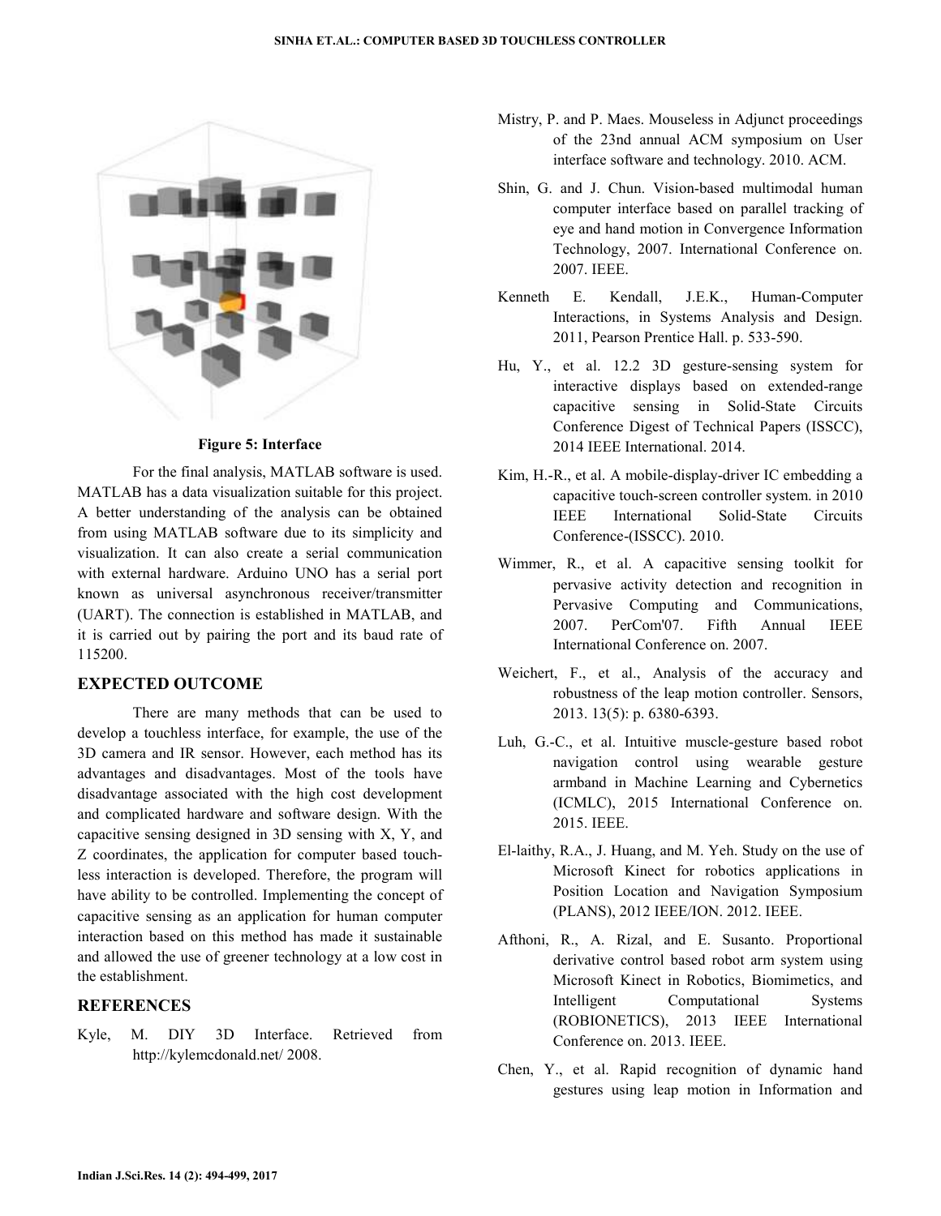Figure 5: Interface

For the final analysis, MATLAB software is used. MATLAB has a data visualization suitable for this project. A better understanding of the analysis can be obtained from using MATLAB software due to its simplicity and visualization. It can also create a serial communication with external hardware. Arduino UNO has a serial port known as universal asynchronous receiver/transmitter (UART). The connection is established in MATLAB, and it is carried out by pairing the port and its baud rate of 115200.

## EXPECTED OUTCOME

There are many methods that can be used to develop a touchless interface, for example, the use of the 3D camera and IR sensor. However, each method has its advantages and disadvantages. Most of the tools have disadvantage associated with the high cost development and complicated hardware and software design. With the capacitive sensing designed in 3D sensing with X, Y, and Z coordinates, the application for computer based touch-less interaction is developed. Therefore, the program will have ability to be controlled. Implementing the concept of capacitive sensing as an application for human computer interaction based on this method has made it sustainable and allowed the use of greener technology at a low cost in the establishment.

## REFERENCES

Kyle, M. DIY 3D Interface. Retrieved from http://kylemcdonald.net/ 2008.

Mistry, P. and P. Maes. Mouseless in Adjunct proceedings of the 23nd annual ACM symposium on User interface software and technology. 2010. ACM.

Shin, G. and J. Chun. Vision-based multimodal human computer interface based on parallel tracking of eye and hand motion in Convergence Information Technology, 2007. International Conference on. 2007. IEEE.

Kenneth E. Kendall, J.E.K., Human-Computer Interactions, in Systems Analysis and Design. 2011, Pearson Prentice Hall. p. 533-590.

Hu, Y., et al. 12.2 3D gesture-sensing system for interactive displays based on extended-range capacitive sensing in Solid-State Circuits Conference Digest of Technical Papers (ISSCC), 2014 IEEE International. 2014.

Kim, H.-R., et al. A mobile-display-driver IC embedding a capacitive touch-screen controller system. in 2010 IEEE International Solid-State Circuits Conference-(ISSCC). 2010.

Wimmer, R., et al. A capacitive sensing toolkit for pervasive activity detection and recognition in Pervasive Computing and Communications, 2007. PerCom'07. Fifth Annual IEEE International Conference on. 2007.

Weichert, F., et al., Analysis of the accuracy and robustness of the leap motion controller. Sensors, 2013. 13(5): p. 6380-6393.

Luh, G.-C., et al. Intuitive muscle-gesture based robot navigation control using wearable gesture armband in Machine Learning and Cybernetics (ICMLC), 2015 International Conference on. 2015. IEEE.

El-laithy, R.A., J. Huang, and M. Yeh. Study on the use of Microsoft Kinect for robotics applications in Position Location and Navigation Symposium (PLANS), 2012 IEEE/ION. 2012. IEEE.

Afthoni, R., A. Rizal, and E. Susanto. Proportional derivative control based robot arm system using Microsoft Kinect in Robotics, Biomimetics, and Intelligent Computational Systems (ROBIONETICS), 2013 IEEE International Conference on. 2013. IEEE.

Chen, Y., et al. Rapid recognition of dynamic hand gestures using leap motion in Information and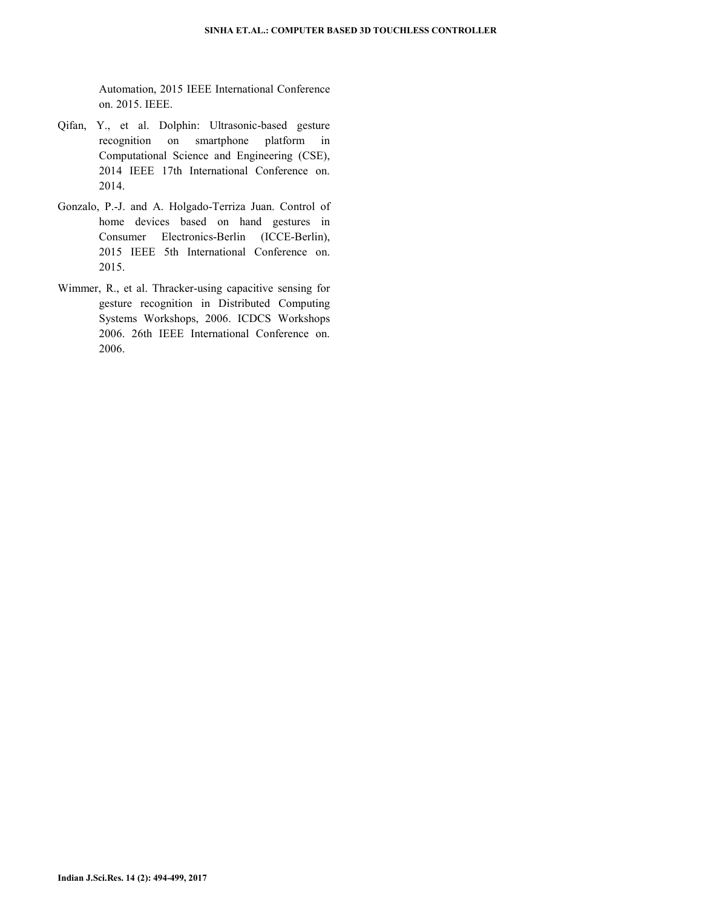Automation, 2015 IEEE International Conference on. 2015. IEEE.

Qifan, Y., et al. Dolphin: Ultrasonic-based gesture recognition on smartphone platform in Computational Science and Engineering (CSE), 2014 IEEE 17th International Conference on. 2014.

Gonzalo, P.-J. and A. Holgado-Terriza Juan. Control of home devices based on hand gestures in Consumer Electronics-Berlin (ICCE-Berlin), 2015 IEEE 5th International Conference on. 2015.

Wimmer, R., et al. Thracker-using capacitive sensing for gesture recognition in Distributed Computing Systems Workshops, 2006. ICDCS Workshops 2006. 26th IEEE International Conference on. 2006.